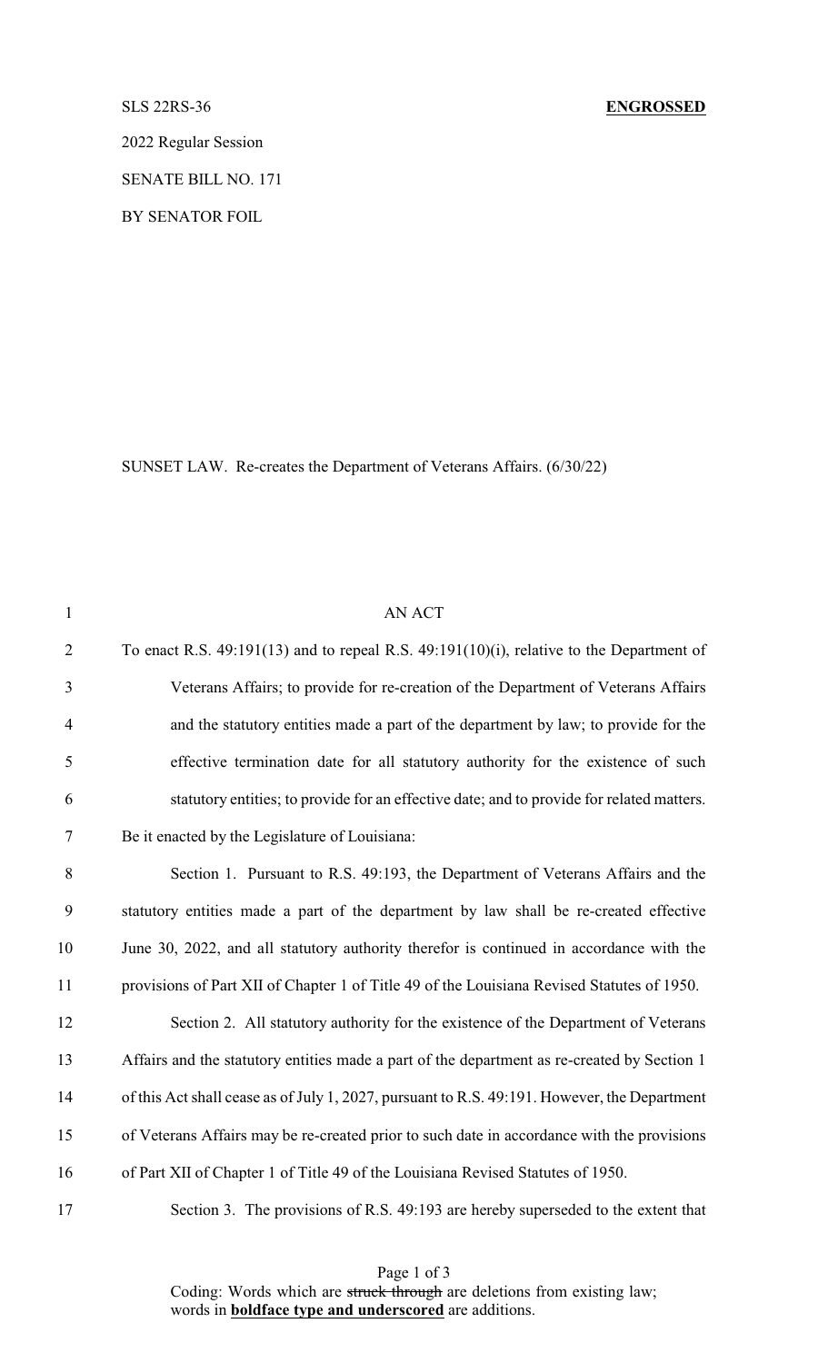SLS 22RS-36 **ENGROSSED**

2022 Regular Session

SENATE BILL NO. 171

BY SENATOR FOIL

SUNSET LAW. Re-creates the Department of Veterans Affairs. (6/30/22)

AN ACT

To enact R.S. 49:191(13) and to repeal R.S. 49:191(10)(i), relative to the Department of Veterans Affairs; to provide for re-creation of the Department of Veterans Affairs and the statutory entities made a part of the department by law; to provide for the effective termination date for all statutory authority for the existence of such statutory entities; to provide for an effective date; and to provide for related matters.

Be it enacted by the Legislature of Louisiana:

Section 1. Pursuant to R.S. 49:193, the Department of Veterans Affairs and the statutory entities made a part of the department by law shall be re-created effective June 30, 2022, and all statutory authority therefor is continued in accordance with the provisions of Part XII of Chapter 1 of Title 49 of the Louisiana Revised Statutes of 1950.

Section 2. All statutory authority for the existence of the Department of Veterans Affairs and the statutory entities made a part of the department as re-created by Section 1 of this Act shall cease as of July 1, 2027, pursuant to R.S. 49:191. However, the Department of Veterans Affairs may be re-created prior to such date in accordance with the provisions of Part XII of Chapter 1 of Title 49 of the Louisiana Revised Statutes of 1950.

Section 3. The provisions of R.S. 49:193 are hereby superseded to the extent that

Coding: Words which are ~~struck through~~ are deletions from existing law; words in **boldface type and underscored** are additions.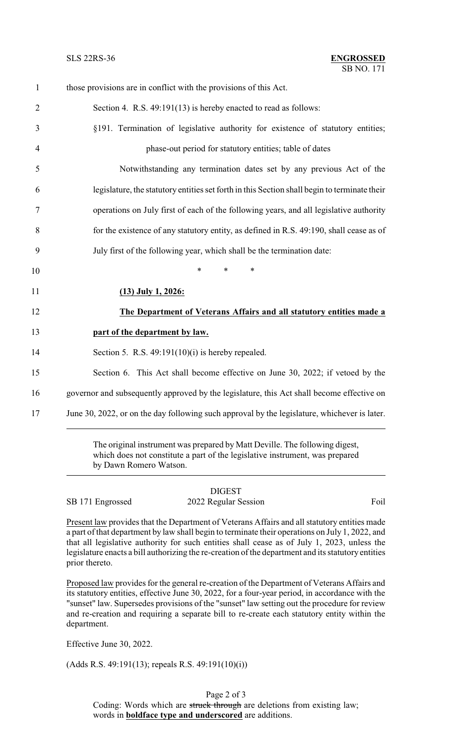those provisions are in conflict with the provisions of this Act.

Section 4. R.S. 49:191(13) is hereby enacted to read as follows:

§191. Termination of legislative authority for existence of statutory entities; phase-out period for statutory entities; table of dates

Notwithstanding any termination dates set by any previous Act of the legislature, the statutory entities set forth in this Section shall begin to terminate their operations on July first of each of the following years, and all legislative authority for the existence of any statutory entity, as defined in R.S. 49:190, shall cease as of July first of the following year, which shall be the termination date:

\* \* \*

**(13) July 1, 2026:**

**The Department of Veterans Affairs and all statutory entities made a part of the department by law.**

Section 5. R.S. 49:191(10)(i) is hereby repealed.

Section 6. This Act shall become effective on June 30, 2022; if vetoed by the governor and subsequently approved by the legislature, this Act shall become effective on June 30, 2022, or on the day following such approval by the legislature, whichever is later.

---

The original instrument was prepared by Matt Deville. The following digest, which does not constitute a part of the legislative instrument, was prepared by Dawn Romero Watson.

---

DIGEST

SB 171 Engrossed 2022 Regular Session Foil

Present law provides that the Department of Veterans Affairs and all statutory entities made a part of that department by law shall begin to terminate their operations on July 1, 2022, and that all legislative authority for such entities shall cease as of July 1, 2023, unless the legislature enacts a bill authorizing the re-creation of the department and its statutory entities prior thereto.

Proposed law provides for the general re-creation of the Department of Veterans Affairs and its statutory entities, effective June 30, 2022, for a four-year period, in accordance with the "sunset" law. Supersedes provisions of the "sunset" law setting out the procedure for review and re-creation and requiring a separate bill to re-create each statutory entity within the department.

Effective June 30, 2022.

(Adds R.S. 49:191(13); repeals R.S. 49:191(10)(i))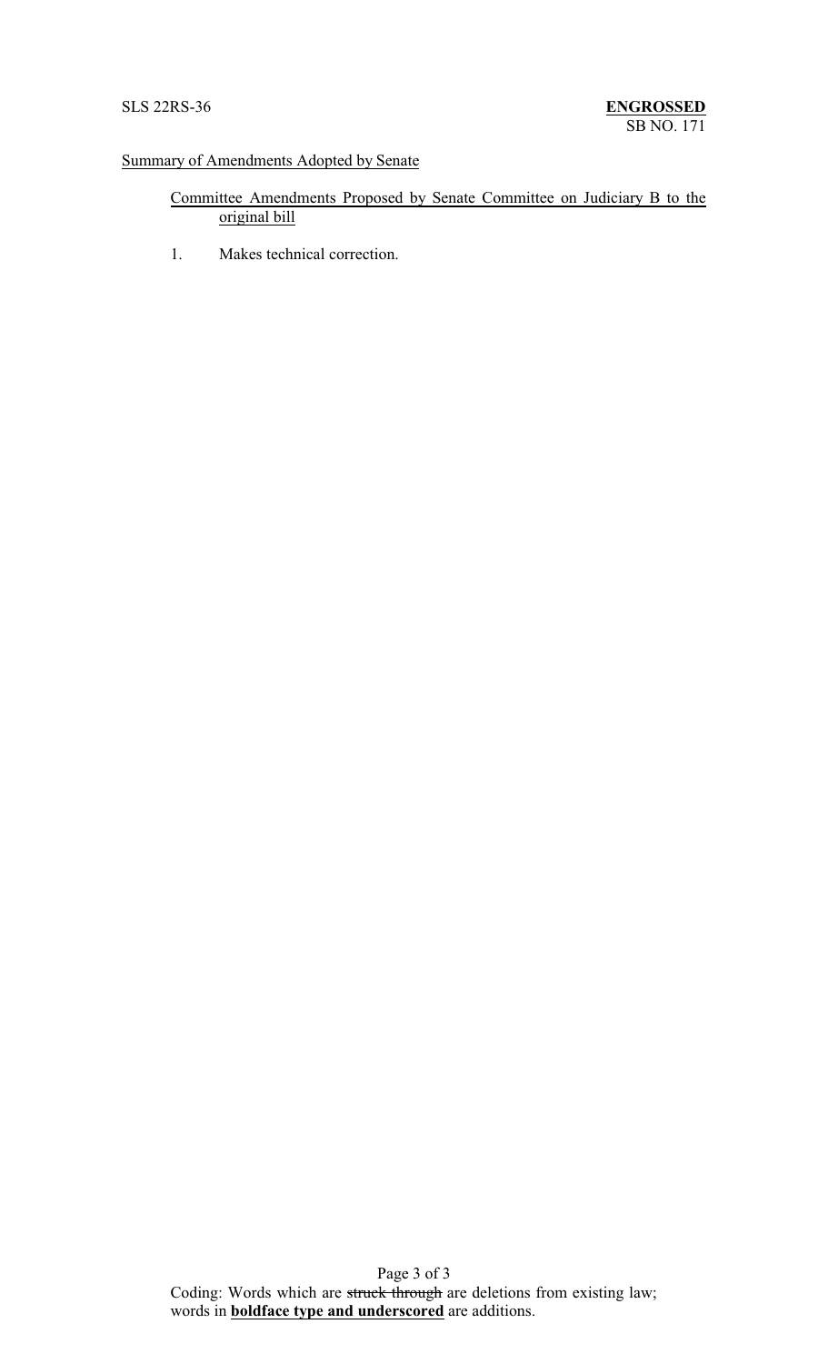Summary of Amendments Adopted by Senate

Committee Amendments Proposed by Senate Committee on Judiciary B to the original bill

1. Makes technical correction.